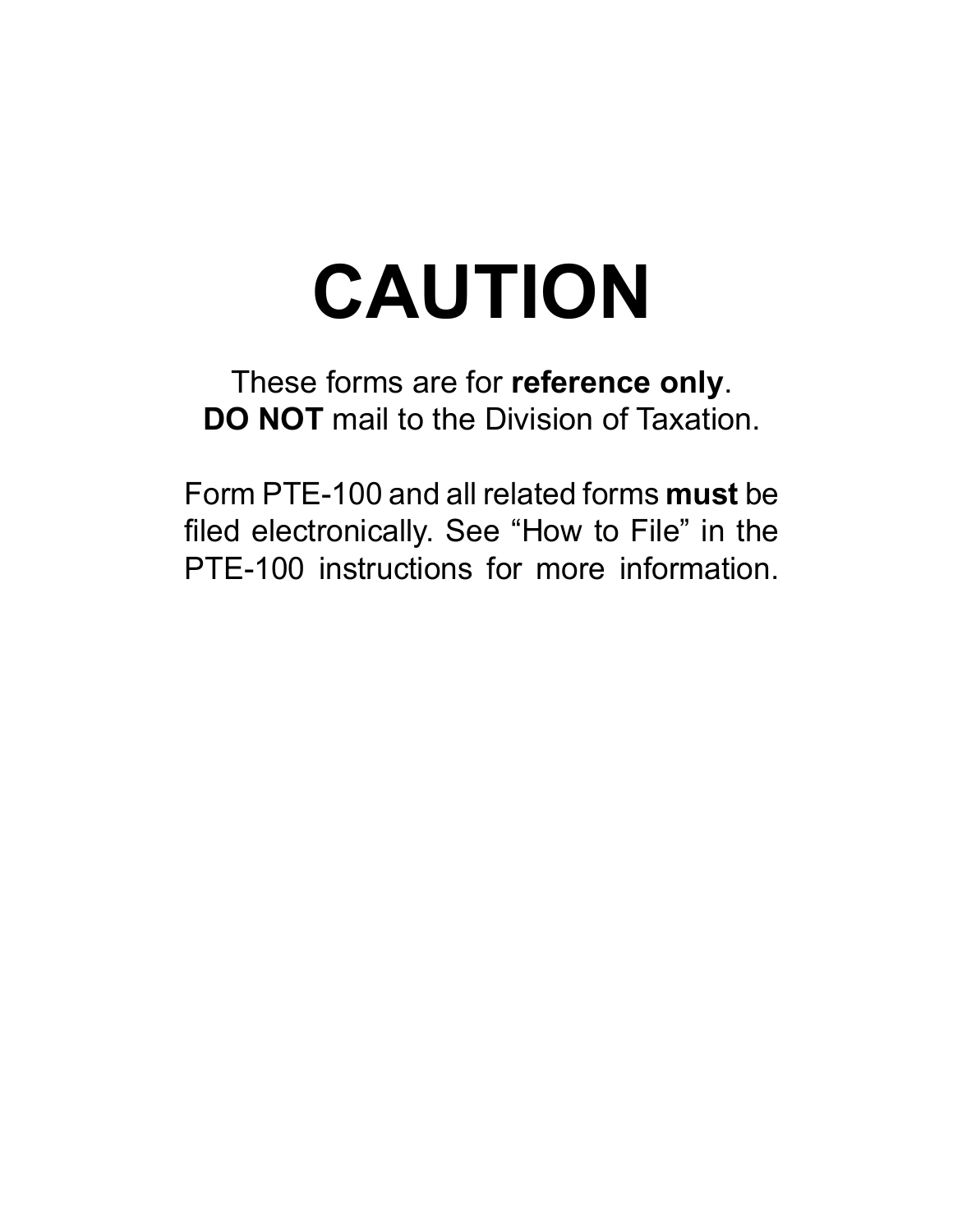# CAUTION

These forms are for **reference only**.
**DO NOT** mail to the Division of Taxation.

Form PTE-100 and all related forms **must** be filed electronically. See “How to File” in the PTE-100 instructions for more information.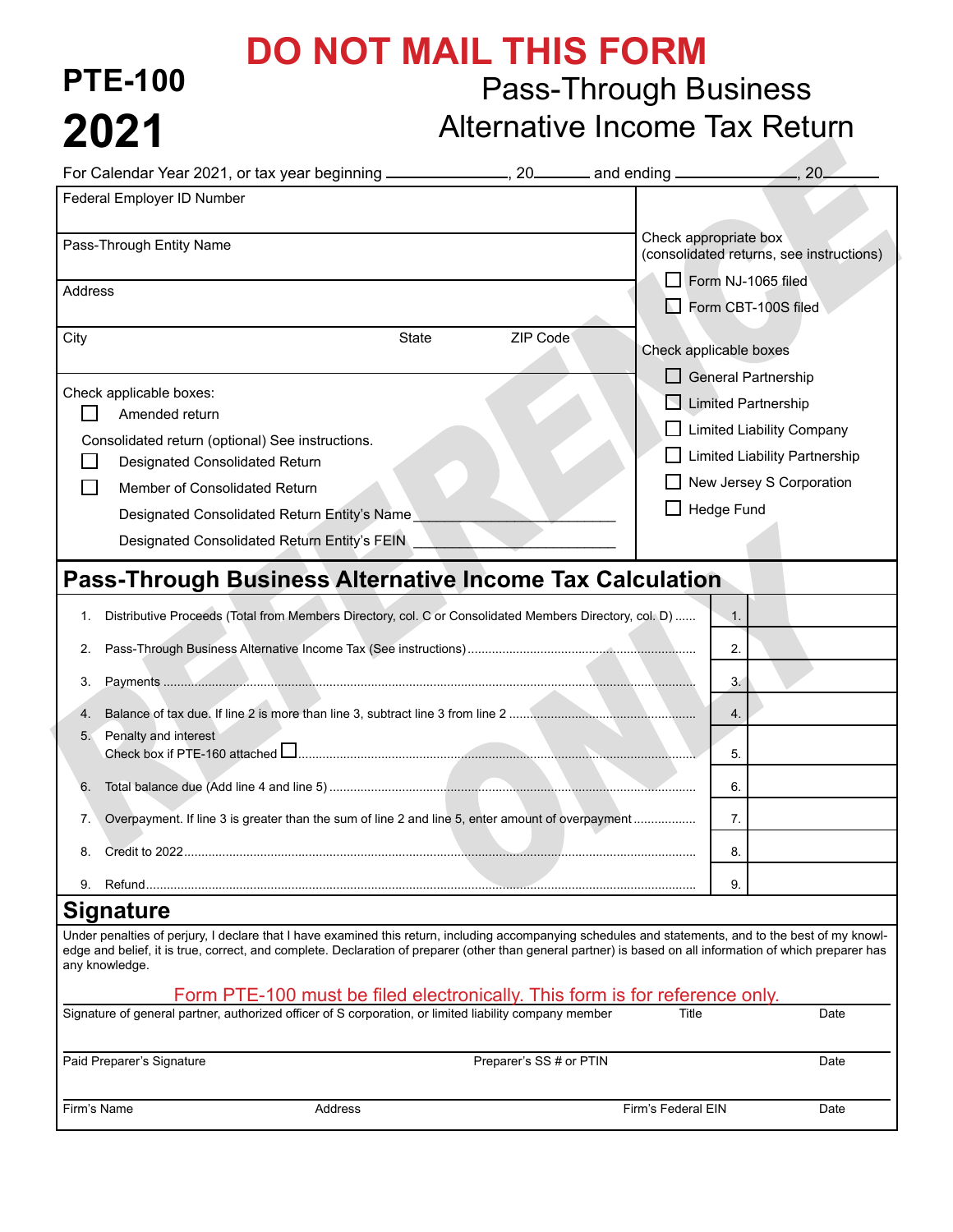# DO NOT MAIL THIS FORM

**PTE-100**

**2021**

## Pass-Through Business Alternative Income Tax Return

For Calendar Year 2021, or tax year beginning ______________, 20______ and ending ______________, 20______

| | |
|---|---|
| Federal Employer ID Number | |
| Pass-Through Entity Name | Check appropriate box (consolidated returns, see instructions) ☐ Form NJ-1065 filed ☐ Form CBT-100S filed |
| Address | |
| City  State  ZIP Code | Check applicable boxes ☐ General Partnership ☐ Limited Partnership ☐ Limited Liability Company ☐ Limited Liability Partnership ☐ New Jersey S Corporation ☐ Hedge Fund |

Check applicable boxes:

☐ Amended return

Consolidated return (optional) See instructions.

☐ Designated Consolidated Return

☐ Member of Consolidated Return

Designated Consolidated Return Entity's Name ________________________

Designated Consolidated Return Entity's FEIN ________________________

## Pass-Through Business Alternative Income Tax Calculation

| | | | |
|---|---|---|---|
| 1. | Distributive Proceeds (Total from Members Directory, col. C or Consolidated Members Directory, col. D) | 1. | |
| 2. | Pass-Through Business Alternative Income Tax (See instructions) | 2. | |
| 3. | Payments | 3. | |
| 4. | Balance of tax due. If line 2 is more than line 3, subtract line 3 from line 2 | 4. | |
| 5. | Penalty and interest<br>Check box if PTE-160 attached ☐ | 5. | |
| 6. | Total balance due (Add line 4 and line 5) | 6. | |
| 7. | Overpayment. If line 3 is greater than the sum of line 2 and line 5, enter amount of overpayment | 7. | |
| 8. | Credit to 2022 | 8. | |
| 9. | Refund | 9. | |

## Signature

Under penalties of perjury, I declare that I have examined this return, including accompanying schedules and statements, and to the best of my knowledge and belief, it is true, correct, and complete. Declaration of preparer (other than general partner) is based on all information of which preparer has any knowledge.

Form PTE-100 must be filed electronically. This form is for reference only.

| | | |
|---|---|---|
| Signature of general partner, authorized officer of S corporation, or limited liability company member | Title | Date |
| Paid Preparer's Signature | Preparer's SS # or PTIN | Date |
| Firm's Name  Address | Firm's Federal EIN | Date |

REFERENCE ONLY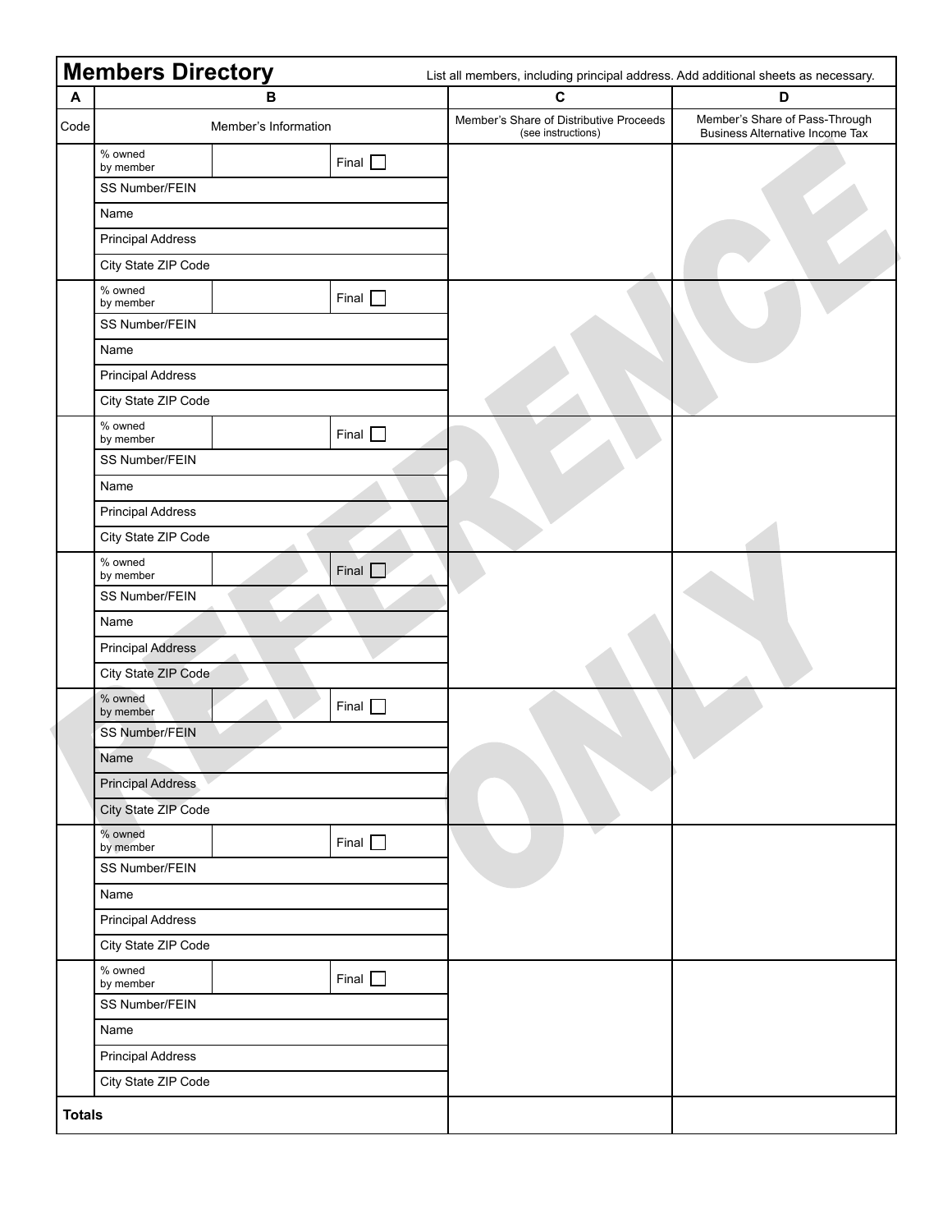# Members Directory

List all members, including principal address. Add additional sheets as necessary.

| A | B | | | C | D |
|---|---|---|---|---|---|
| Code | Member's Information | | | Member's Share of Distributive Proceeds (see instructions) | Member's Share of Pass-Through Business Alternative Income Tax |
| | % owned by member | | Final ☐ | | |
| | SS Number/FEIN | | | | |
| | Name | | | | |
| | Principal Address | | | | |
| | City State ZIP Code | | | | |
| | % owned by member | | Final ☐ | | |
| | SS Number/FEIN | | | | |
| | Name | | | | |
| | Principal Address | | | | |
| | City State ZIP Code | | | | |
| | % owned by member | | Final ☐ | | |
| | SS Number/FEIN | | | | |
| | Name | | | | |
| | Principal Address | | | | |
| | City State ZIP Code | | | | |
| | % owned by member | | Final ☐ | | |
| | SS Number/FEIN | | | | |
| | Name | | | | |
| | Principal Address | | | | |
| | City State ZIP Code | | | | |
| | % owned by member | | Final ☐ | | |
| | SS Number/FEIN | | | | |
| | Name | | | | |
| | Principal Address | | | | |
| | City State ZIP Code | | | | |
| | % owned by member | | Final ☐ | | |
| | SS Number/FEIN | | | | |
| | Name | | | | |
| | Principal Address | | | | |
| | City State ZIP Code | | | | |
| | % owned by member | | Final ☐ | | |
| | SS Number/FEIN | | | | |
| | Name | | | | |
| | Principal Address | | | | |
| | City State ZIP Code | | | | |
| **Totals** | | | | | |

REFERENCE ONLY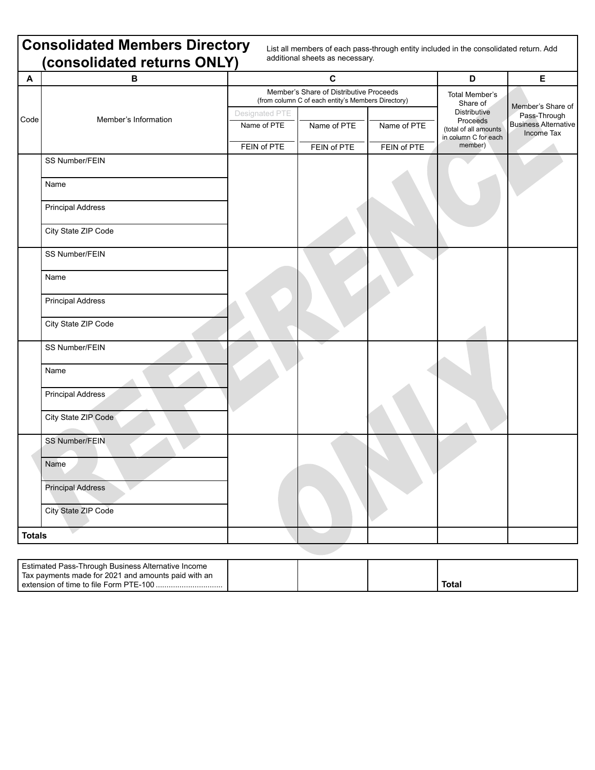## Consolidated Members Directory (consolidated returns ONLY)

List all members of each pass-through entity included in the consolidated return. Add additional sheets as necessary.

| A | B | C | | | D | E |
|---|---|---|---|---|---|---|
| Code | Member's Information | Member's Share of Distributive Proceeds (from column C of each entity's Members Directory) | | | Total Member's Share of Distributive Proceeds (total of all amounts in column C for each member) | Member's Share of Pass-Through Business Alternative Income Tax |
| | | Designated PTE<br>Name of PTE<br>FEIN of PTE | Name of PTE<br>FEIN of PTE | Name of PTE<br>FEIN of PTE | | |
| | SS Number/FEIN<br>Name<br>Principal Address<br>City State ZIP Code | | | | | |
| | SS Number/FEIN<br>Name<br>Principal Address<br>City State ZIP Code | | | | | |
| | SS Number/FEIN<br>Name<br>Principal Address<br>City State ZIP Code | | | | | |
| | SS Number/FEIN<br>Name<br>Principal Address<br>City State ZIP Code | | | | | |
| **Totals** | | | | | | |

| | | | | |
|---|---|---|---|---|
| Estimated Pass-Through Business Alternative Income Tax payments made for 2021 and amounts paid with an extension of time to file Form PTE-100 .............................. | | | | **Total** |

REFERENCE ONLY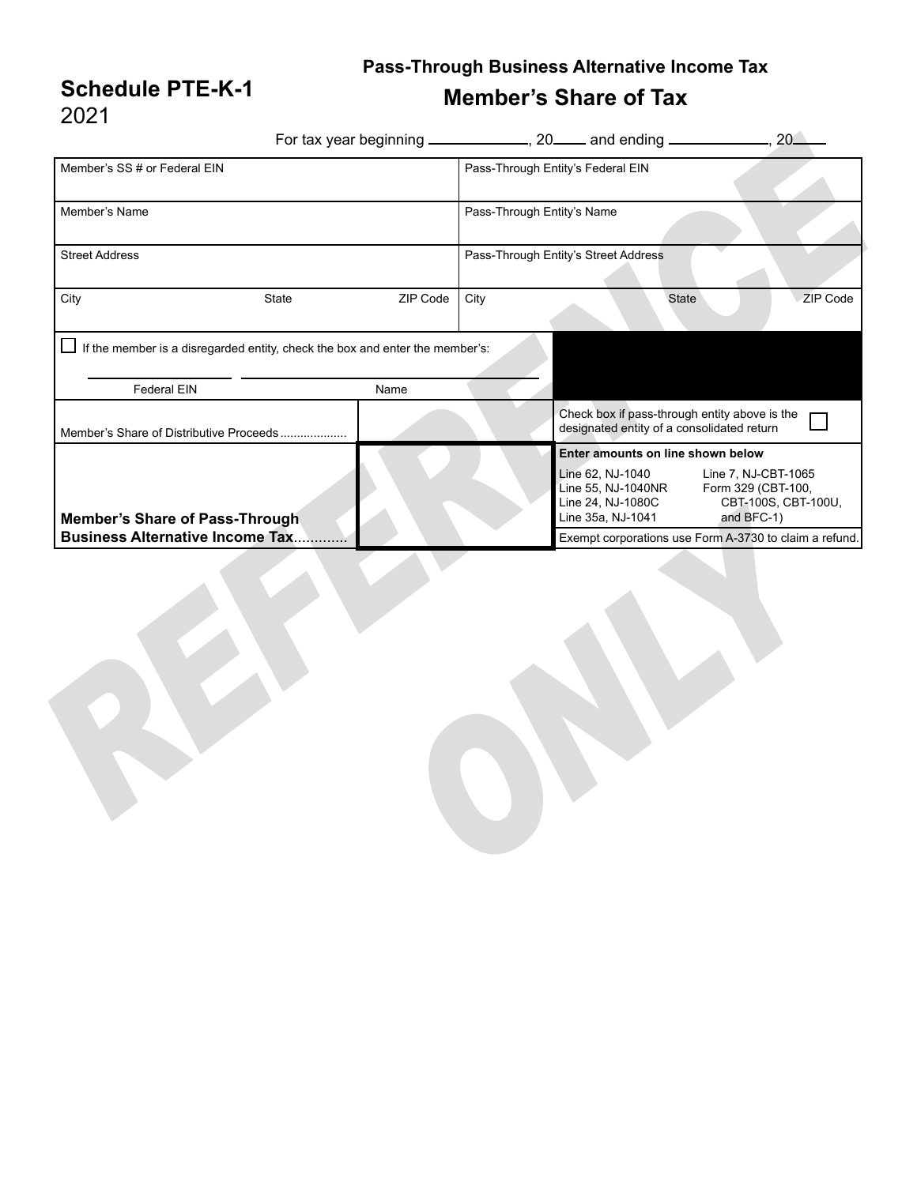# Schedule PTE-K-1
2021

## Pass-Through Business Alternative Income Tax
## Member's Share of Tax

For tax year beginning ____________, 20____ and ending ____________, 20____

| | |
|---|---|
| Member's SS # or Federal EIN | Pass-Through Entity's Federal EIN |
| Member's Name | Pass-Through Entity's Name |
| Street Address | Pass-Through Entity's Street Address |
| City    State    ZIP Code | City    State    ZIP Code |

☐ If the member is a disregarded entity, check the box and enter the member's:

______________ Federal EIN    ______________ Name

| | | |
|---|---|---|
| Member's Share of Distributive Proceeds .................... | | Check box if pass-through entity above is the designated entity of a consolidated return ☐ |
| **Member's Share of Pass-Through Business Alternative Income Tax**............. | | **Enter amounts on line shown below**<br>Line 62, NJ-1040<br>Line 55, NJ-1040NR<br>Line 24, NJ-1080C<br>Line 35a, NJ-1041<br>Line 7, NJ-CBT-1065<br>Form 329 (CBT-100, CBT-100S, CBT-100U, and BFC-1)<br>Exempt corporations use Form A-3730 to claim a refund. |

REFERENCE ONLY